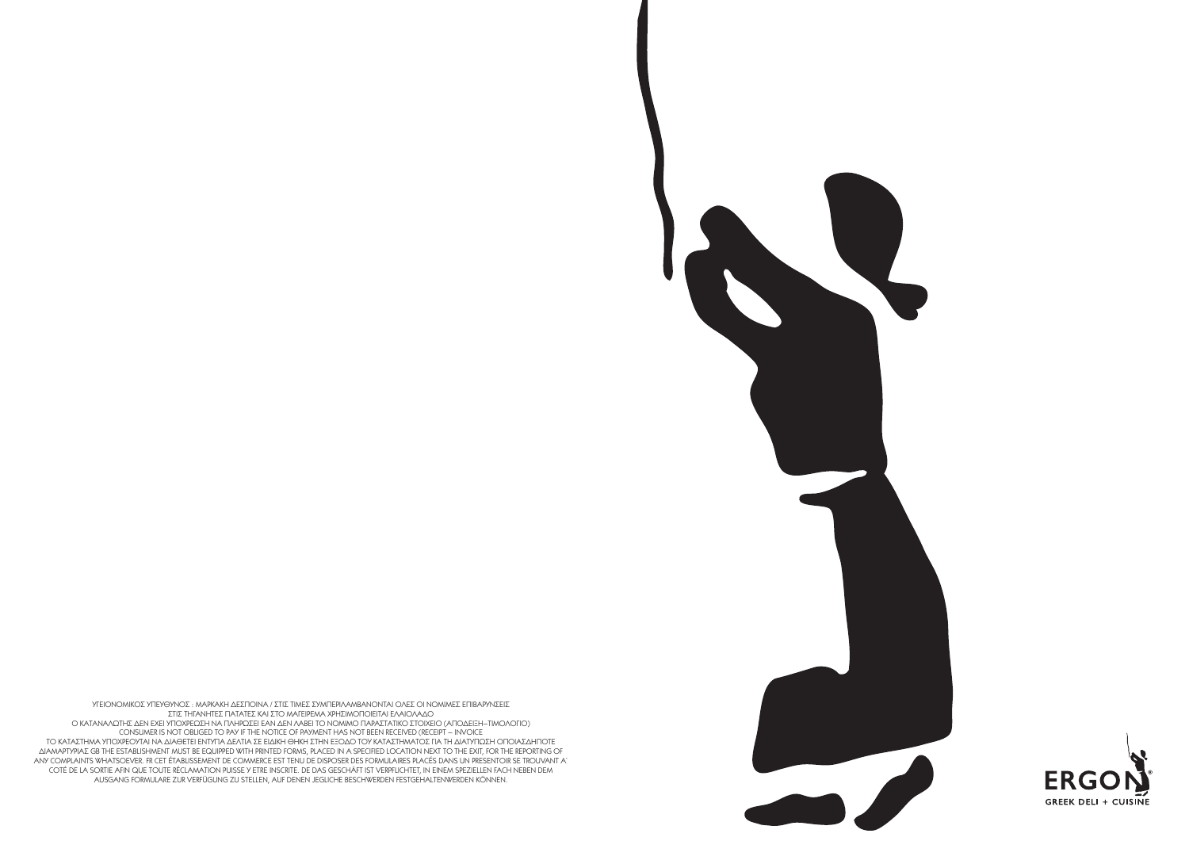ΥΓΕΙΟΝΟΜΙΚΟΣ ΥΠΕΥΘΥΝΟΣ : ΜΑΡΚΑΚΗ ΔΕΣΠΟΙΝΑ / ΣΤΙΣ ΤΙΜΕΣ ΣΥΜΠΕΡΙΛΑΜΒΑΝΟΝΤΑΙ ΟΛΕΣ ΟΙ ΝΟΜΙΜΕΣ ΕΠΙΒΑΡΥΝΣΕΙΣ
ΣΤΙΣ ΤΗΓΑΝΗΤΕΣ ΠΑΤΑΤΕΣ ΚΑΙ ΣΤΟ ΜΑΓΕΙΡΕΜΑ ΧΡΗΣΙΜΟΠΟΙΕΙΤΑΙ ΕΛΑΙΟΛΑΔΟ
Ο ΚΑΤΑΝΑΛΩΤΗΣ ΔΕΝ ΕΧΕΙ ΥΠΟΧΡΕΩΣΗ ΝΑ ΠΛΗΡΩΣΕΙ ΕΑΝ ΔΕΝ ΛΑΒΕΙ ΤΟ ΝΟΜΙΜΟ ΠΑΡΑΣΤΑΤΙΚΟ ΣΤΟΙΧΕΙΟ (ΑΠΟΔΕΙΞΗ–ΤΙΜΟΛΟΓΙΟ)
CONSUMER IS NOT OBLIGED TO PAY IF THE NOTICE OF PAYMENT HAS NOT BEEN RECEIVED (RECEIPT – INVOICE
ΤΟ ΚΑΤΑΣΤΗΜΑ ΥΠΟΧΡΕΟΥΤΑΙ ΝΑ ΔΙΑΘΕΤΕΙ ΕΝΤΥΠΑ ΔΕΛΤΙΑ ΣΕ ΕΙΔΙΚΗ ΘΗΚΗ ΣΤΗΝ ΕΞΟΔΟ ΤΟΥ ΚΑΤΑΣΤΗΜΑΤΟΣ ΓΙΑ ΤΗ ΔΙΑΤΥΠΩΣΗ ΟΠΟΙΑΣΔΗΠΟΤΕ ΔΙΑΜΑΡΤΥΡΙΑΣ GB THE ESTABLISHMENT MUST BE EQUIPPED WITH PRINTED FORMS, PLACED IN A SPECIFIED LOCATION NEXT TO THE EXIT, FOR THE REPORTING OF ANY COMPLAINTS WHATSOEVER. FR CET ÉTABLISSEMENT DE COMMERCE EST TENU DE DISPOSER DES FORMULAIRES PLACÉS DANS UN PRESENTOIR SE TROUVANT A' COTÉ DE LA SORTIE AFIN QUE TOUTE RÉCLAMATION PUISSE Y ETRE INSCRITE. DE DAS GESCHÄFT IST VERPFLICHTET, IN EINEM SPEZIELLEN FACH NEBEN DEM AUSGANG FORMULARE ZUR VERFÜGUNG ZU STELLEN, AUF DENEN JEGLICHE BESCHWERDEN FESTGEHALTENWERDEN KÖNNEN.

**ERGON®**
GREEK DELI + CUISINE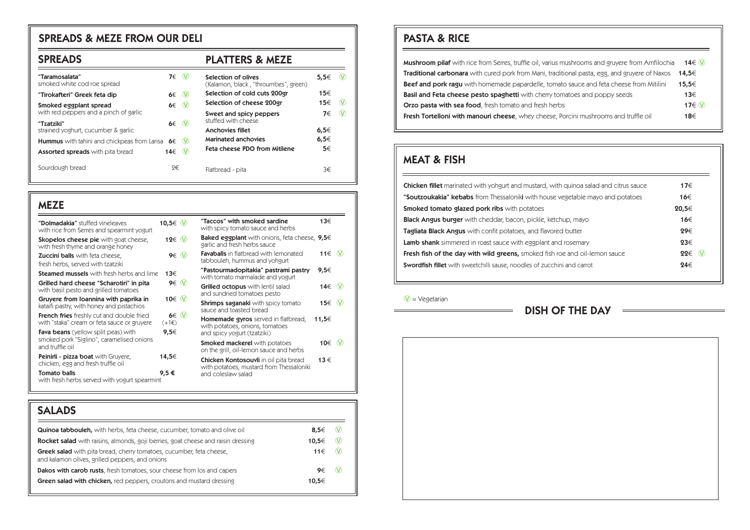# SPREADS & MEZE FROM OUR DELI

## SPREADS

| | | |
|---|---|---|
| **"Taramosalata"** smoked white cod roe spread | 7€ | Ⓥ |
| **"Tirokafteri" Greek feta dip** | 6€ | Ⓥ |
| **Smoked eggplant spread** with red peppers and a pinch of garlic | 6€ | Ⓥ |
| **"Tzatziki"** strained yoghurt, cucumber & garlic | 6€ | Ⓥ |
| **Hummus** with tahini and chickpeas from Larisa | 6€ | Ⓥ |
| **Assorted spreads** with pita bread | 14€ | Ⓥ |
| Sourdough bread | 2€ | |

## PLATTERS & MEZE

| | | |
|---|---|---|
| **Selection of olives** (Kalamon, black , "throumbes", green) | 5,5€ | Ⓥ |
| **Selection of cold cuts 200gr** | 15€ | |
| **Selection of cheese 200gr** | 15€ | Ⓥ |
| **Sweet and spicy peppers** stuffed with cheese | 7€ | Ⓥ |
| **Anchovies fillet** | 6,5€ | |
| **Marinated anchovies** | 6,5€ | |
| **Feta cheese PDO from Mitilene** | 5€ | |
| Flatbread - pita | 3€ | |

## MEZE

| | | |
|---|---|---|
| **"Dolmadakia"** stuffed vineleaves with rice from Serres and spearmint yogurt | 10,5€ | Ⓥ |
| **Skopelos cheese pie** with goat cheese, with fresh thyme and orange honey | 12€ | Ⓥ |
| **Zuccini balls** with feta cheese, fresh herbs, served with tzatziki | 9€ | Ⓥ |
| **Steamed mussels** with fresh herbs and lime | 13€ | |
| **Grilled hard cheese "Scharotiri" in pita** with basil pesto and grilled tomatoes | 9€ | Ⓥ |
| **Gruyere from Ioannina with paprika in** kataifi pastry, with honey and pistachios | 10€ | Ⓥ |
| **French fries** freshly cut and double fried with "staka" cream or feta sauce or gruyere | 6€ (+1€) | Ⓥ |
| **Fava beans** (yellow split peas) with smoked pork "Siglino", caramelised onions and truffle oil | 9,5€ | |
| **Peinirli - pizza boat** with Gruyere, chicken, egg and fresh truffle oil | 14,5€ | |
| **Tomato balls** with fresh herbs served with yogurt spearmint | 9,5 € | |
| **"Taccos" with smoked sardine** with spicy tomato sauce and herbs | 13€ | |
| **Baked eggplant** with onions, feta cheese, garlic and fresh herbs sauce | 9,5€ | |
| **Favaballs** in flatbread with lemonated tabbouleh, hummus and yohgurt | 11€ | Ⓥ |
| **"Pastourmadopitakia" pastrami pastry** with tomato marmalade and yogurt | 9,5€ | |
| **Grilled octopus** with lentil salad and sundried tomatoes pesto | 14€ | Ⓥ |
| **Shrimps saganaki** with spicy tomato sauce and toasted bread | 15€ | Ⓥ |
| **Homemade gyros** served in flatbread, with potatoes, onions, tomatoes and spicy yogurt (tzatziki) | 11,5€ | |
| **Smoked mackerel** with potatoes on the grill, oil-lemon sauce and herbs | 10€ | Ⓥ |
| **Chicken Kontosouvli** in oil pita bread with potatoes, mustard from Thessaloniki and coleslaw salad | 13 € | |

## SALADS

| | | |
|---|---|---|
| **Quinoa tabbouleh,** with herbs, feta cheese, cucumber, tomato and olive oil | 8,5€ | Ⓥ |
| **Rocket salad** with raisins, almonds, goji berries, goat cheese and raisin dressing | 10,5€ | Ⓥ |
| **Greek salad** with pita bread, cherry tomatoes, cucumber, feta cheese, and kalamon olives, grilled peppers, and onions | 11€ | Ⓥ |
| **Dakos with carob rusts**, fresh tomatoes, sour cheese from Ios and capers | 9€ | Ⓥ |
| **Green salad with chicken,** red peppers, croutons and mustard dressing | 10,5€ | |

## PASTA & RICE

| | | |
|---|---|---|
| **Mushroom pilaf** with rice from Serres, truffle oil, varius mushrooms and gruyere from Amfilochia | 14€ | Ⓥ |
| **Traditional carbonara** with cured pork from Mani, traditional pasta, egg, and gruyere of Naxos | 14,5€ | |
| **Beef and pork ragu** with homemade papardelle, tomato sauce and feta cheese from Mitilini | 15,5€ | |
| **Basil and Feta cheese pesto spaghetti** with cherry tomatoes and poppy seeds | 13€ | |
| **Orzo pasta with sea food**, fresh tomato and fresh herbs | 17€ | Ⓥ |
| **Fresh Tortelloni with manouri cheese**, whey cheese, Porcini mushrooms and truffle oil | 18€ | |

## MEAT & FISH

| | | |
|---|---|---|
| **Chicken fillet** marinated with yohgurt and mustard, with quinoa salad and citrus sauce | 17€ | |
| **"Soutzoukakia" kebabs** from Thessaloniki with house vegetable mayo and potatoes | 16€ | |
| **Smoked tomato glazed pork ribs** with potatoes | 20,5€ | |
| **Black Angus burger** with cheddar, bacon, pickle, ketchup, mayo | 16€ | |
| **Tagliata Black Angus** with confit potatoes, and flavored butter | 29€ | |
| **Lamb shank** simmered in roast sauce with eggplant and rosemary | 23€ | |
| **Fresh fish of the day with wild greens,** smoked fish roe and oil-lemon sauce | 22€ | Ⓥ |
| **Swordfish fillet** with sweetchilli sause, noodles of zucchini and carrot | 24€ | |

Ⓥ = Vegetarian

## DISH OF THE DAY